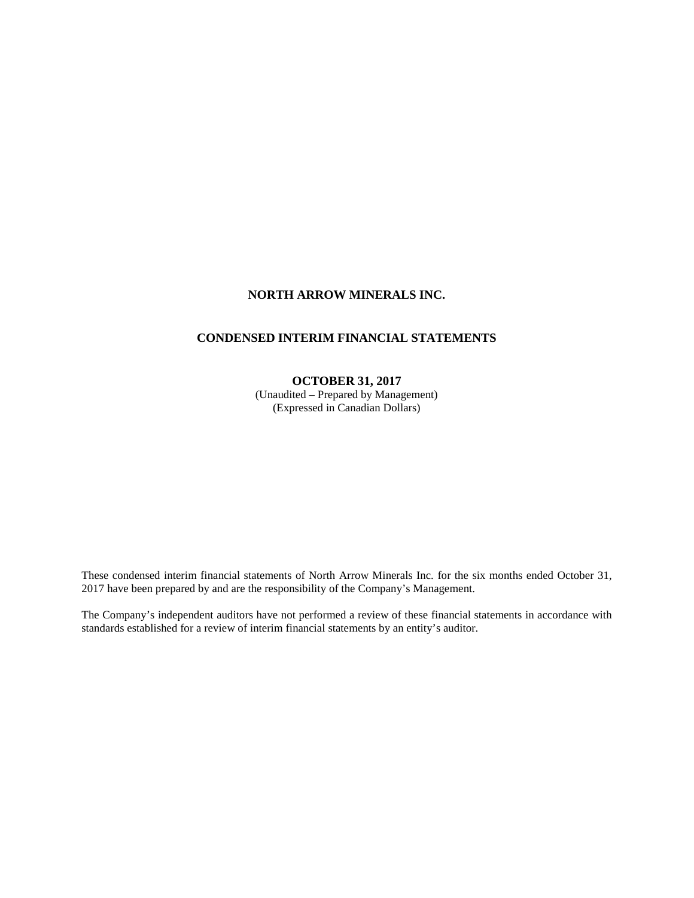# NORTH ARROW MINERALS INC.

## CONDENSED INTERIM FINANCIAL STATEMENTS

**OCTOBER 31, 2017**

(Unaudited – Prepared by Management)

(Expressed in Canadian Dollars)

These condensed interim financial statements of North Arrow Minerals Inc. for the six months ended October 31, 2017 have been prepared by and are the responsibility of the Company's Management.

The Company's independent auditors have not performed a review of these financial statements in accordance with standards established for a review of interim financial statements by an entity's auditor.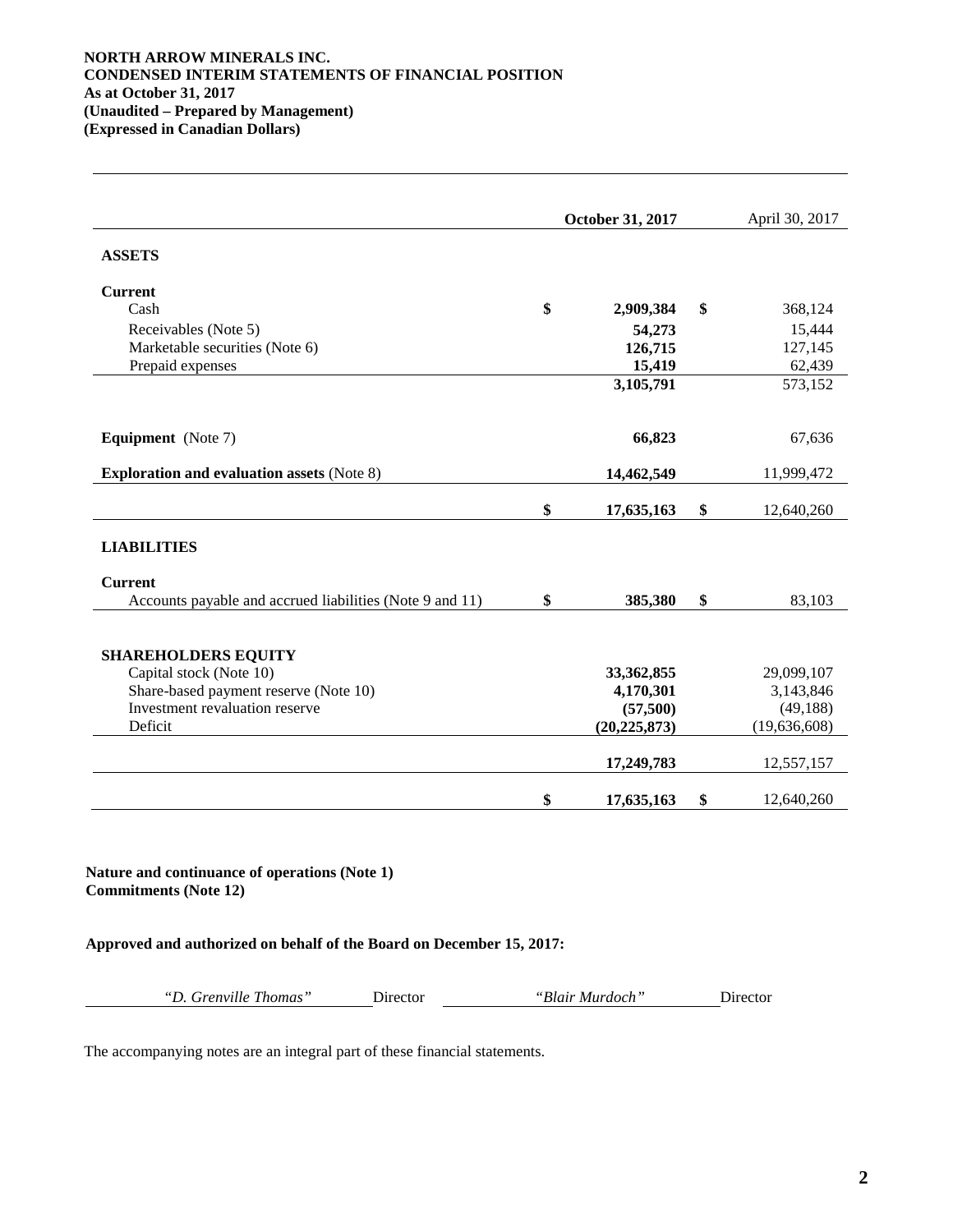**NORTH ARROW MINERALS INC.**
**CONDENSED INTERIM STATEMENTS OF FINANCIAL POSITION**
**As at October 31, 2017**
**(Unaudited – Prepared by Management)**
**(Expressed in Canadian Dollars)**

| | **October 31, 2017** | April 30, 2017 |
|---|---|---|
| **ASSETS** | | |
| **Current** | | |
| Cash | **$ 2,909,384** | $ 368,124 |
| Receivables (Note 5) | **54,273** | 15,444 |
| Marketable securities (Note 6) | **126,715** | 127,145 |
| Prepaid expenses | **15,419** | 62,439 |
| | **3,105,791** | 573,152 |
| **Equipment** (Note 7) | **66,823** | 67,636 |
| **Exploration and evaluation assets** (Note 8) | **14,462,549** | 11,999,472 |
| | **$ 17,635,163** | $ 12,640,260 |
| **LIABILITIES** | | |
| **Current** | | |
| Accounts payable and accrued liabilities (Note 9 and 11) | **$ 385,380** | $ 83,103 |
| **SHAREHOLDERS EQUITY** | | |
| Capital stock (Note 10) | **33,362,855** | 29,099,107 |
| Share-based payment reserve (Note 10) | **4,170,301** | 3,143,846 |
| Investment revaluation reserve | **(57,500)** | (49,188) |
| Deficit | **(20,225,873)** | (19,636,608) |
| | **17,249,783** | 12,557,157 |
| | **$ 17,635,163** | $ 12,640,260 |

**Nature and continuance of operations (Note 1)**
**Commitments (Note 12)**

**Approved and authorized on behalf of the Board on December 15, 2017:**

*"D. Grenville Thomas"* Director *"Blair Murdoch"* Director

The accompanying notes are an integral part of these financial statements.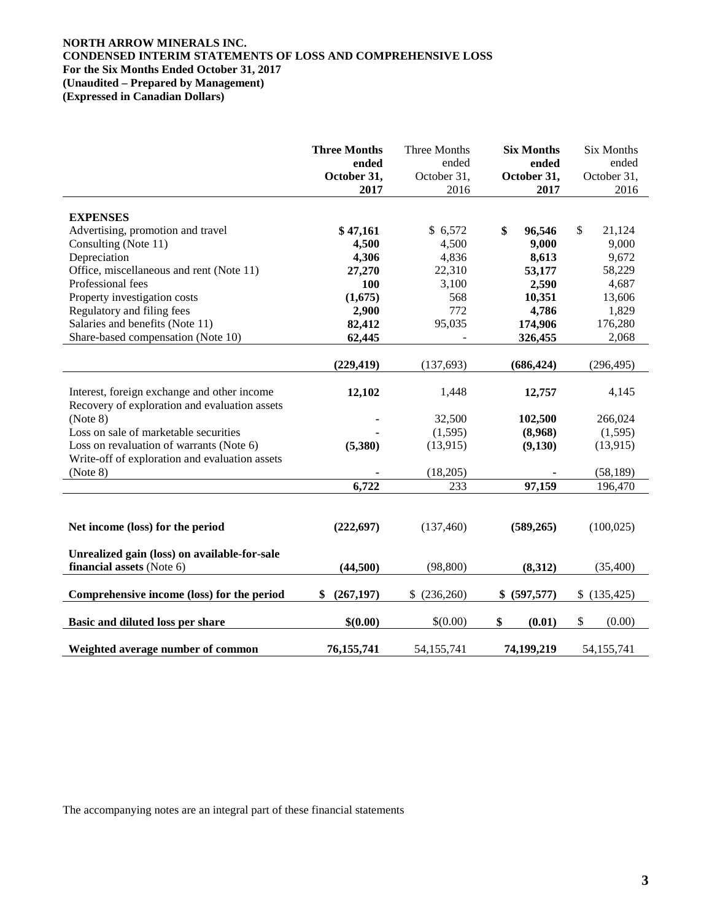**NORTH ARROW MINERALS INC.**
**CONDENSED INTERIM STATEMENTS OF LOSS AND COMPREHENSIVE LOSS**
**For the Six Months Ended October 31, 2017**
**(Unaudited – Prepared by Management)**
**(Expressed in Canadian Dollars)**

| | **Three Months ended October 31, 2017** | Three Months ended October 31, 2016 | **Six Months ended October 31, 2017** | Six Months ended October 31, 2016 |
|---|---|---|---|---|
| **EXPENSES** | | | | |
| Advertising, promotion and travel | **$ 47,161** | $ 6,572 | **$ 96,546** | $ 21,124 |
| Consulting (Note 11) | **4,500** | 4,500 | **9,000** | 9,000 |
| Depreciation | **4,306** | 4,836 | **8,613** | 9,672 |
| Office, miscellaneous and rent (Note 11) | **27,270** | 22,310 | **53,177** | 58,229 |
| Professional fees | **100** | 3,100 | **2,590** | 4,687 |
| Property investigation costs | **(1,675)** | 568 | **10,351** | 13,606 |
| Regulatory and filing fees | **2,900** | 772 | **4,786** | 1,829 |
| Salaries and benefits (Note 11) | **82,412** | 95,035 | **174,906** | 176,280 |
| Share-based compensation (Note 10) | **62,445** | - | **326,455** | 2,068 |
| | **(229,419)** | (137,693) | **(686,424)** | (296,495) |
| Interest, foreign exchange and other income | **12,102** | 1,448 | **12,757** | 4,145 |
| Recovery of exploration and evaluation assets (Note 8) | **-** | 32,500 | **102,500** | 266,024 |
| Loss on sale of marketable securities | **-** | (1,595) | **(8,968)** | (1,595) |
| Loss on revaluation of warrants (Note 6) | **(5,380)** | (13,915) | **(9,130)** | (13,915) |
| Write-off of exploration and evaluation assets (Note 8) | **-** | (18,205) | **-** | (58,189) |
| | **6,722** | 233 | **97,159** | 196,470 |
| **Net income (loss) for the period** | **(222,697)** | (137,460) | **(589,265)** | (100,025) |
| **Unrealized gain (loss) on available-for-sale financial assets** (Note 6) | **(44,500)** | (98,800) | **(8,312)** | (35,400) |
| **Comprehensive income (loss) for the period** | **$ (267,197)** | $ (236,260) | **$ (597,577)** | $ (135,425) |
| **Basic and diluted loss per share** | **$(0.00)** | $(0.00) | **$ (0.01)** | $ (0.00) |
| **Weighted average number of common** | **76,155,741** | 54,155,741 | **74,199,219** | 54,155,741 |

The accompanying notes are an integral part of these financial statements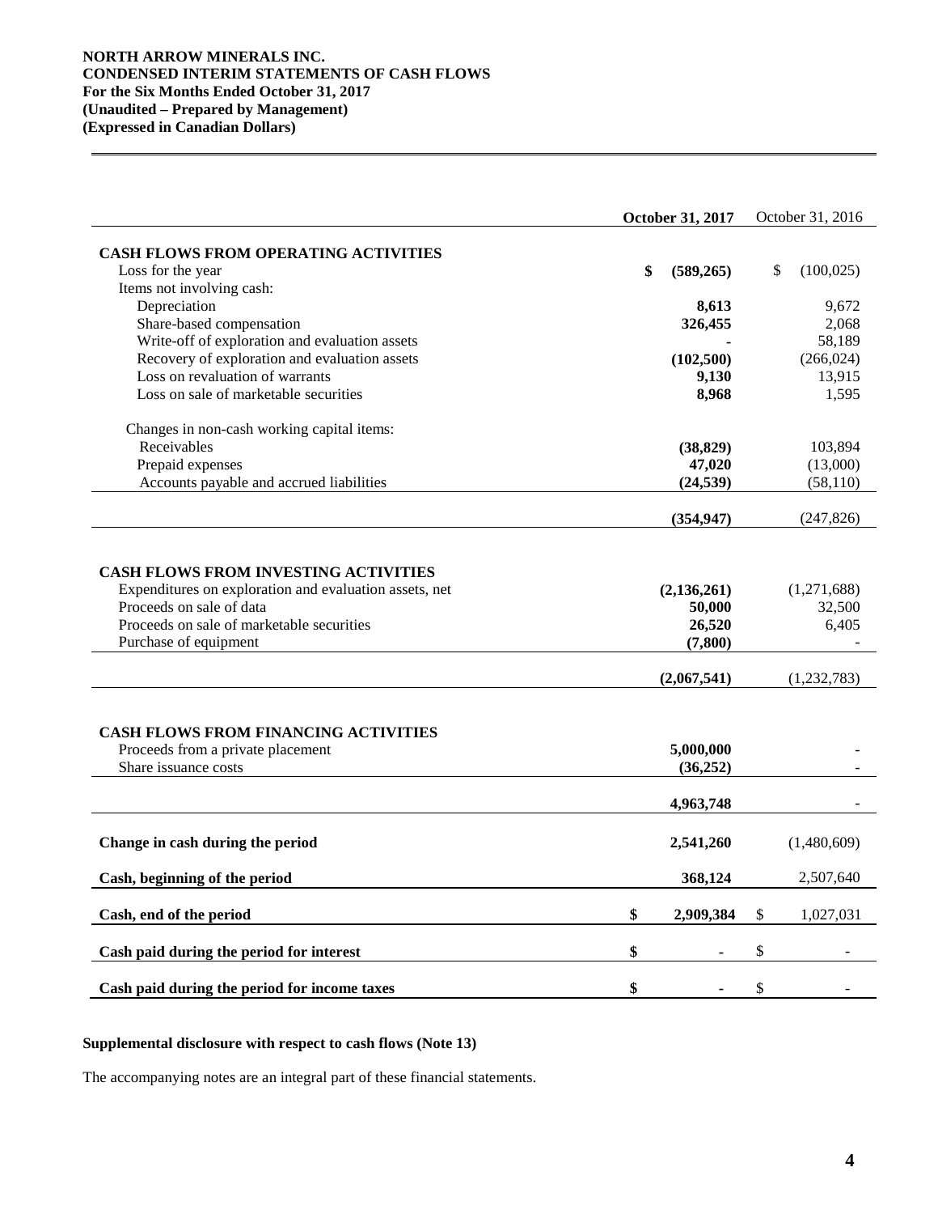**NORTH ARROW MINERALS INC.**
**CONDENSED INTERIM STATEMENTS OF CASH FLOWS**
**For the Six Months Ended October 31, 2017**
**(Unaudited – Prepared by Management)**
**(Expressed in Canadian Dollars)**

| | **October 31, 2017** | October 31, 2016 |
|---|---|---|
| **CASH FLOWS FROM OPERATING ACTIVITIES** | | |
| Loss for the year | **$ (589,265)** | $ (100,025) |
| Items not involving cash: | | |
| Depreciation | **8,613** | 9,672 |
| Share-based compensation | **326,455** | 2,068 |
| Write-off of exploration and evaluation assets | **-** | 58,189 |
| Recovery of exploration and evaluation assets | **(102,500)** | (266,024) |
| Loss on revaluation of warrants | **9,130** | 13,915 |
| Loss on sale of marketable securities | **8,968** | 1,595 |
| Changes in non-cash working capital items: | | |
| Receivables | **(38,829)** | 103,894 |
| Prepaid expenses | **47,020** | (13,000) |
| Accounts payable and accrued liabilities | **(24,539)** | (58,110) |
| | **(354,947)** | (247,826) |
| **CASH FLOWS FROM INVESTING ACTIVITIES** | | |
| Expenditures on exploration and evaluation assets, net | **(2,136,261)** | (1,271,688) |
| Proceeds on sale of data | **50,000** | 32,500 |
| Proceeds on sale of marketable securities | **26,520** | 6,405 |
| Purchase of equipment | **(7,800)** | - |
| | **(2,067,541)** | (1,232,783) |
| **CASH FLOWS FROM FINANCING ACTIVITIES** | | |
| Proceeds from a private placement | **5,000,000** | - |
| Share issuance costs | **(36,252)** | - |
| | **4,963,748** | - |
| **Change in cash during the period** | **2,541,260** | (1,480,609) |
| **Cash, beginning of the period** | **368,124** | 2,507,640 |
| **Cash, end of the period** | **$ 2,909,384** | $ 1,027,031 |
| **Cash paid during the period for interest** | **$ -** | $ - |
| **Cash paid during the period for income taxes** | **$ -** | $ - |

**Supplemental disclosure with respect to cash flows (Note 13)**

The accompanying notes are an integral part of these financial statements.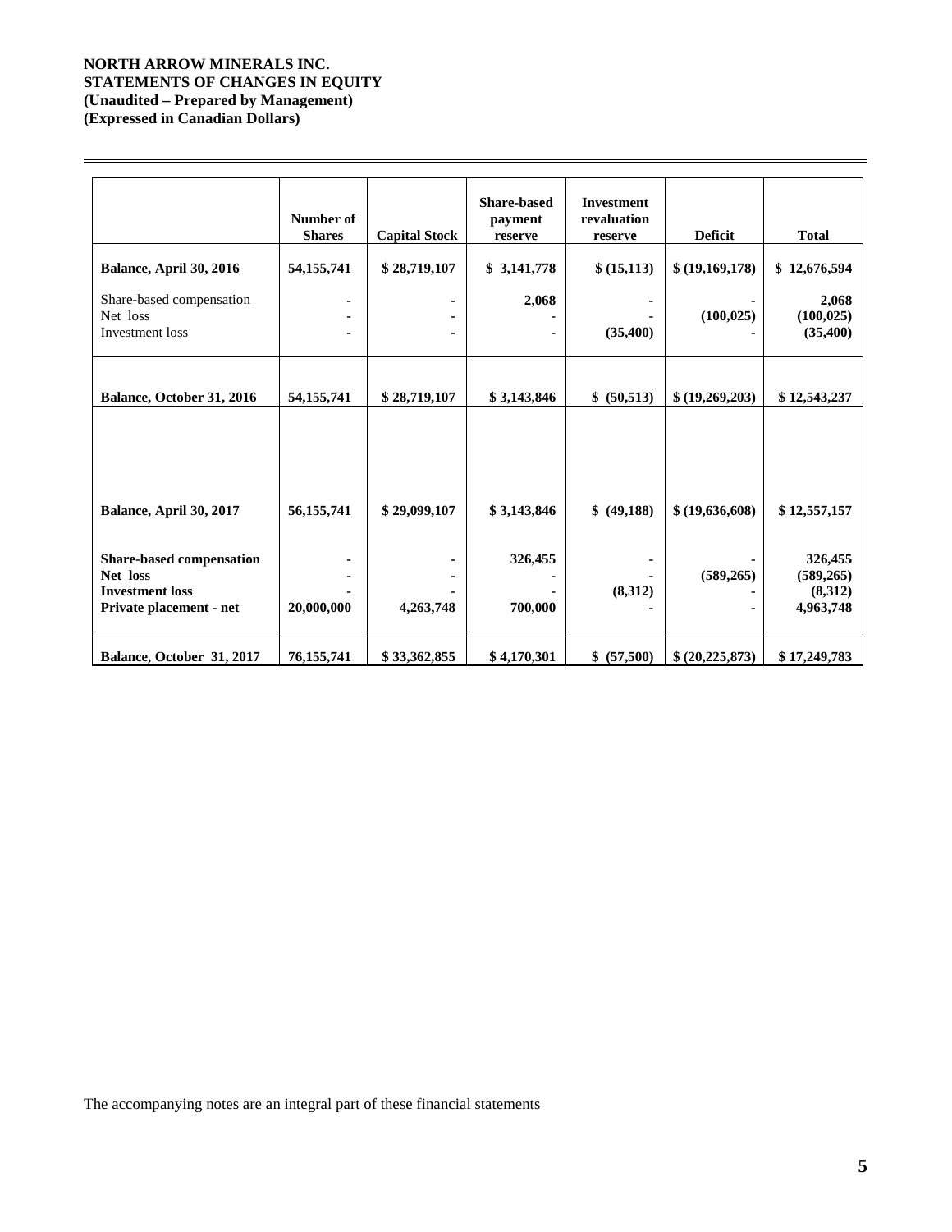**NORTH ARROW MINERALS INC.**
**STATEMENTS OF CHANGES IN EQUITY**
**(Unaudited – Prepared by Management)**
**(Expressed in Canadian Dollars)**

| | Number of Shares | Capital Stock | Share-based payment reserve | Investment revaluation reserve | Deficit | Total |
|---|---|---|---|---|---|---|
| **Balance, April 30, 2016** | **54,155,741** | **$ 28,719,107** | **$ 3,141,778** | **$ (15,113)** | **$ (19,169,178)** | **$ 12,676,594** |
| Share-based compensation | - | - | 2,068 | - | - | 2,068 |
| Net loss | - | - | - | - | (100,025) | (100,025) |
| Investment loss | - | - | - | (35,400) | - | (35,400) |
| **Balance, October 31, 2016** | **54,155,741** | **$ 28,719,107** | **$ 3,143,846** | **$ (50,513)** | **$ (19,269,203)** | **$ 12,543,237** |
| **Balance, April 30, 2017** | **56,155,741** | **$ 29,099,107** | **$ 3,143,846** | **$ (49,188)** | **$ (19,636,608)** | **$ 12,557,157** |
| **Share-based compensation** | - | - | 326,455 | - | - | 326,455 |
| **Net loss** | - | - | - | - | (589,265) | (589,265) |
| **Investment loss** | - | - | - | (8,312) | - | (8,312) |
| **Private placement - net** | 20,000,000 | 4,263,748 | 700,000 | - | - | 4,963,748 |
| **Balance, October 31, 2017** | **76,155,741** | **$ 33,362,855** | **$ 4,170,301** | **$ (57,500)** | **$ (20,225,873)** | **$ 17,249,783** |

The accompanying notes are an integral part of these financial statements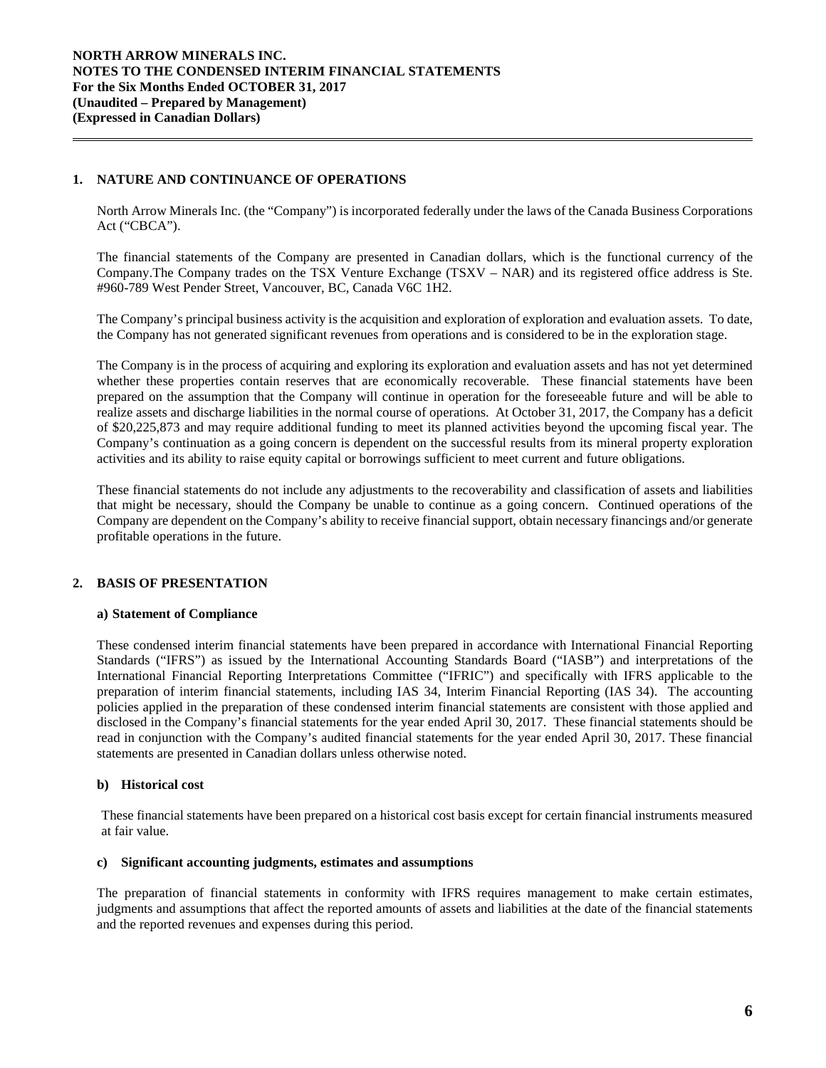## 1. NATURE AND CONTINUANCE OF OPERATIONS

North Arrow Minerals Inc. (the "Company") is incorporated federally under the laws of the Canada Business Corporations Act ("CBCA").

The financial statements of the Company are presented in Canadian dollars, which is the functional currency of the Company.The Company trades on the TSX Venture Exchange (TSXV – NAR) and its registered office address is Ste. #960-789 West Pender Street, Vancouver, BC, Canada V6C 1H2.

The Company's principal business activity is the acquisition and exploration of exploration and evaluation assets. To date, the Company has not generated significant revenues from operations and is considered to be in the exploration stage.

The Company is in the process of acquiring and exploring its exploration and evaluation assets and has not yet determined whether these properties contain reserves that are economically recoverable. These financial statements have been prepared on the assumption that the Company will continue in operation for the foreseeable future and will be able to realize assets and discharge liabilities in the normal course of operations. At October 31, 2017, the Company has a deficit of $20,225,873 and may require additional funding to meet its planned activities beyond the upcoming fiscal year. The Company's continuation as a going concern is dependent on the successful results from its mineral property exploration activities and its ability to raise equity capital or borrowings sufficient to meet current and future obligations.

These financial statements do not include any adjustments to the recoverability and classification of assets and liabilities that might be necessary, should the Company be unable to continue as a going concern. Continued operations of the Company are dependent on the Company's ability to receive financial support, obtain necessary financings and/or generate profitable operations in the future.

## 2. BASIS OF PRESENTATION

### a) Statement of Compliance

These condensed interim financial statements have been prepared in accordance with International Financial Reporting Standards ("IFRS") as issued by the International Accounting Standards Board ("IASB") and interpretations of the International Financial Reporting Interpretations Committee ("IFRIC") and specifically with IFRS applicable to the preparation of interim financial statements, including IAS 34, Interim Financial Reporting (IAS 34). The accounting policies applied in the preparation of these condensed interim financial statements are consistent with those applied and disclosed in the Company's financial statements for the year ended April 30, 2017. These financial statements should be read in conjunction with the Company's audited financial statements for the year ended April 30, 2017. These financial statements are presented in Canadian dollars unless otherwise noted.

### b) Historical cost

These financial statements have been prepared on a historical cost basis except for certain financial instruments measured at fair value.

### c) Significant accounting judgments, estimates and assumptions

The preparation of financial statements in conformity with IFRS requires management to make certain estimates, judgments and assumptions that affect the reported amounts of assets and liabilities at the date of the financial statements and the reported revenues and expenses during this period.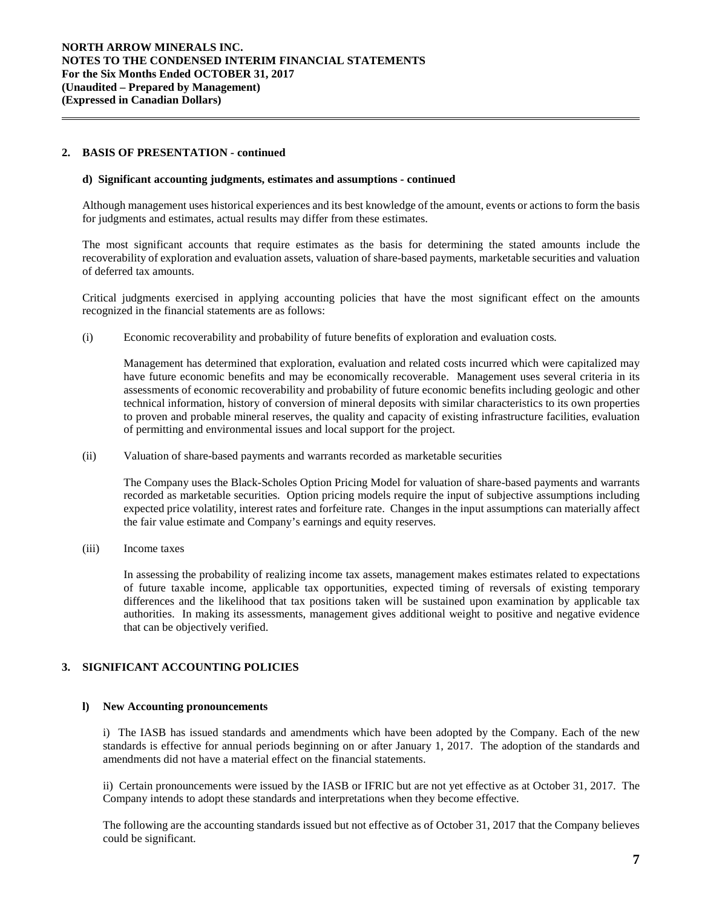## 2. BASIS OF PRESENTATION - continued

### d) Significant accounting judgments, estimates and assumptions - continued

Although management uses historical experiences and its best knowledge of the amount, events or actions to form the basis for judgments and estimates, actual results may differ from these estimates.

The most significant accounts that require estimates as the basis for determining the stated amounts include the recoverability of exploration and evaluation assets, valuation of share-based payments, marketable securities and valuation of deferred tax amounts.

Critical judgments exercised in applying accounting policies that have the most significant effect on the amounts recognized in the financial statements are as follows:

(i) Economic recoverability and probability of future benefits of exploration and evaluation costs*.*

Management has determined that exploration, evaluation and related costs incurred which were capitalized may have future economic benefits and may be economically recoverable. Management uses several criteria in its assessments of economic recoverability and probability of future economic benefits including geologic and other technical information, history of conversion of mineral deposits with similar characteristics to its own properties to proven and probable mineral reserves, the quality and capacity of existing infrastructure facilities, evaluation of permitting and environmental issues and local support for the project.

(ii) Valuation of share-based payments and warrants recorded as marketable securities

The Company uses the Black-Scholes Option Pricing Model for valuation of share-based payments and warrants recorded as marketable securities. Option pricing models require the input of subjective assumptions including expected price volatility, interest rates and forfeiture rate. Changes in the input assumptions can materially affect the fair value estimate and Company's earnings and equity reserves.

(iii) Income taxes

In assessing the probability of realizing income tax assets, management makes estimates related to expectations of future taxable income, applicable tax opportunities, expected timing of reversals of existing temporary differences and the likelihood that tax positions taken will be sustained upon examination by applicable tax authorities. In making its assessments, management gives additional weight to positive and negative evidence that can be objectively verified.

## 3. SIGNIFICANT ACCOUNTING POLICIES

### l) New Accounting pronouncements

i) The IASB has issued standards and amendments which have been adopted by the Company. Each of the new standards is effective for annual periods beginning on or after January 1, 2017. The adoption of the standards and amendments did not have a material effect on the financial statements.

ii) Certain pronouncements were issued by the IASB or IFRIC but are not yet effective as at October 31, 2017. The Company intends to adopt these standards and interpretations when they become effective.

The following are the accounting standards issued but not effective as of October 31, 2017 that the Company believes could be significant.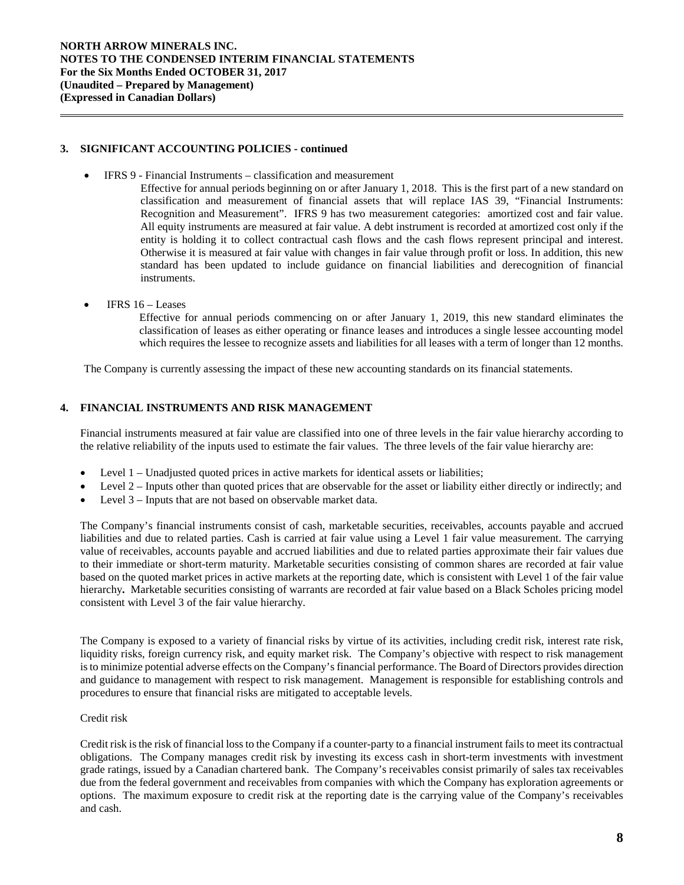## 3. SIGNIFICANT ACCOUNTING POLICIES - continued

- IFRS 9 - Financial Instruments – classification and measurement

  Effective for annual periods beginning on or after January 1, 2018. This is the first part of a new standard on classification and measurement of financial assets that will replace IAS 39, "Financial Instruments: Recognition and Measurement". IFRS 9 has two measurement categories: amortized cost and fair value. All equity instruments are measured at fair value. A debt instrument is recorded at amortized cost only if the entity is holding it to collect contractual cash flows and the cash flows represent principal and interest. Otherwise it is measured at fair value with changes in fair value through profit or loss. In addition, this new standard has been updated to include guidance on financial liabilities and derecognition of financial instruments.

- IFRS 16 – Leases

  Effective for annual periods commencing on or after January 1, 2019, this new standard eliminates the classification of leases as either operating or finance leases and introduces a single lessee accounting model which requires the lessee to recognize assets and liabilities for all leases with a term of longer than 12 months.

The Company is currently assessing the impact of these new accounting standards on its financial statements.

## 4. FINANCIAL INSTRUMENTS AND RISK MANAGEMENT

Financial instruments measured at fair value are classified into one of three levels in the fair value hierarchy according to the relative reliability of the inputs used to estimate the fair values. The three levels of the fair value hierarchy are:

- Level 1 – Unadjusted quoted prices in active markets for identical assets or liabilities;
- Level 2 – Inputs other than quoted prices that are observable for the asset or liability either directly or indirectly; and
- Level 3 – Inputs that are not based on observable market data.

The Company's financial instruments consist of cash, marketable securities, receivables, accounts payable and accrued liabilities and due to related parties. Cash is carried at fair value using a Level 1 fair value measurement. The carrying value of receivables, accounts payable and accrued liabilities and due to related parties approximate their fair values due to their immediate or short-term maturity. Marketable securities consisting of common shares are recorded at fair value based on the quoted market prices in active markets at the reporting date, which is consistent with Level 1 of the fair value hierarchy**.** Marketable securities consisting of warrants are recorded at fair value based on a Black Scholes pricing model consistent with Level 3 of the fair value hierarchy.

The Company is exposed to a variety of financial risks by virtue of its activities, including credit risk, interest rate risk, liquidity risks, foreign currency risk, and equity market risk. The Company's objective with respect to risk management is to minimize potential adverse effects on the Company's financial performance. The Board of Directors provides direction and guidance to management with respect to risk management. Management is responsible for establishing controls and procedures to ensure that financial risks are mitigated to acceptable levels.

Credit risk

Credit risk is the risk of financial loss to the Company if a counter-party to a financial instrument fails to meet its contractual obligations. The Company manages credit risk by investing its excess cash in short-term investments with investment grade ratings, issued by a Canadian chartered bank. The Company's receivables consist primarily of sales tax receivables due from the federal government and receivables from companies with which the Company has exploration agreements or options. The maximum exposure to credit risk at the reporting date is the carrying value of the Company's receivables and cash.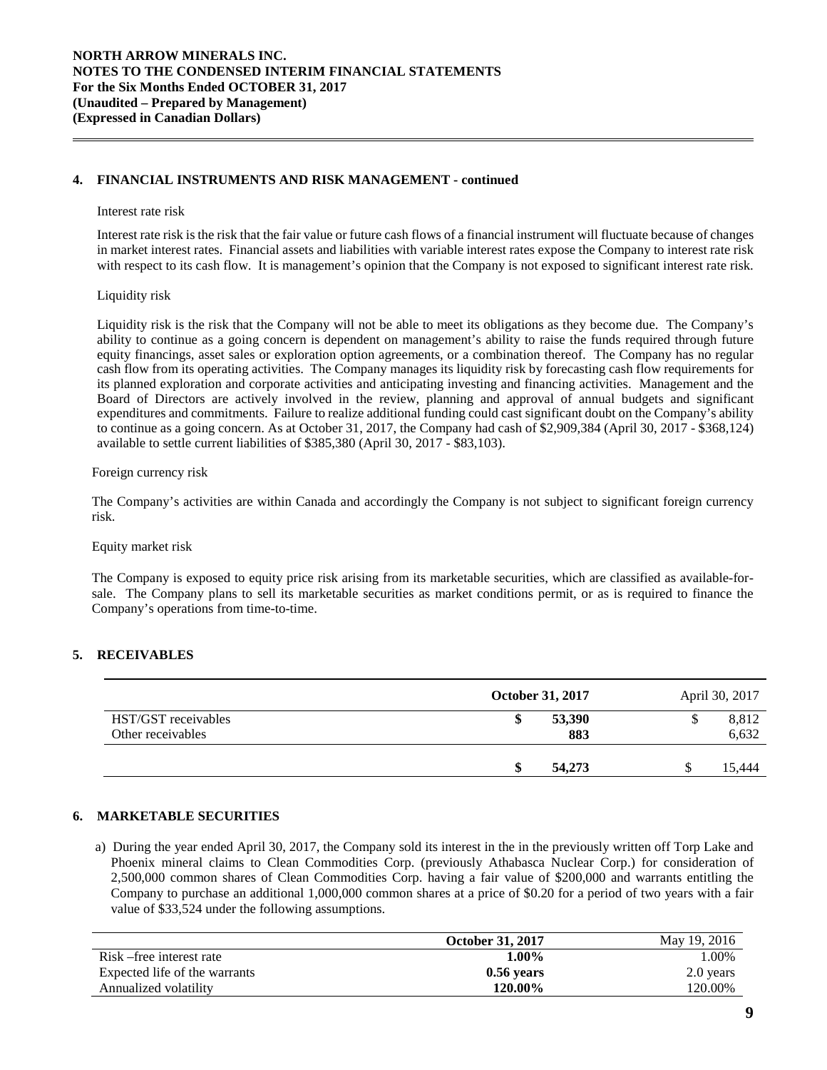## 4. FINANCIAL INSTRUMENTS AND RISK MANAGEMENT - continued

Interest rate risk

Interest rate risk is the risk that the fair value or future cash flows of a financial instrument will fluctuate because of changes in market interest rates. Financial assets and liabilities with variable interest rates expose the Company to interest rate risk with respect to its cash flow. It is management's opinion that the Company is not exposed to significant interest rate risk.

Liquidity risk

Liquidity risk is the risk that the Company will not be able to meet its obligations as they become due. The Company's ability to continue as a going concern is dependent on management's ability to raise the funds required through future equity financings, asset sales or exploration option agreements, or a combination thereof. The Company has no regular cash flow from its operating activities. The Company manages its liquidity risk by forecasting cash flow requirements for its planned exploration and corporate activities and anticipating investing and financing activities. Management and the Board of Directors are actively involved in the review, planning and approval of annual budgets and significant expenditures and commitments. Failure to realize additional funding could cast significant doubt on the Company's ability to continue as a going concern. As at October 31, 2017, the Company had cash of $2,909,384 (April 30, 2017 - $368,124) available to settle current liabilities of $385,380 (April 30, 2017 - $83,103).

Foreign currency risk

The Company's activities are within Canada and accordingly the Company is not subject to significant foreign currency risk.

Equity market risk

The Company is exposed to equity price risk arising from its marketable securities, which are classified as available-for-sale. The Company plans to sell its marketable securities as market conditions permit, or as is required to finance the Company's operations from time-to-time.

## 5. RECEIVABLES

| | **October 31, 2017** | April 30, 2017 |
|---|---|---|
| HST/GST receivables | **$ 53,390** | $ 8,812 |
| Other receivables | **883** | 6,632 |
| | **$ 54,273** | $ 15,444 |

## 6. MARKETABLE SECURITIES

a) During the year ended April 30, 2017, the Company sold its interest in the in the previously written off Torp Lake and Phoenix mineral claims to Clean Commodities Corp. (previously Athabasca Nuclear Corp.) for consideration of 2,500,000 common shares of Clean Commodities Corp. having a fair value of $200,000 and warrants entitling the Company to purchase an additional 1,000,000 common shares at a price of $0.20 for a period of two years with a fair value of $33,524 under the following assumptions.

| | **October 31, 2017** | May 19, 2016 |
|---|---|---|
| Risk –free interest rate | **1.00%** | 1.00% |
| Expected life of the warrants | **0.56 years** | 2.0 years |
| Annualized volatility | **120.00%** | 120.00% |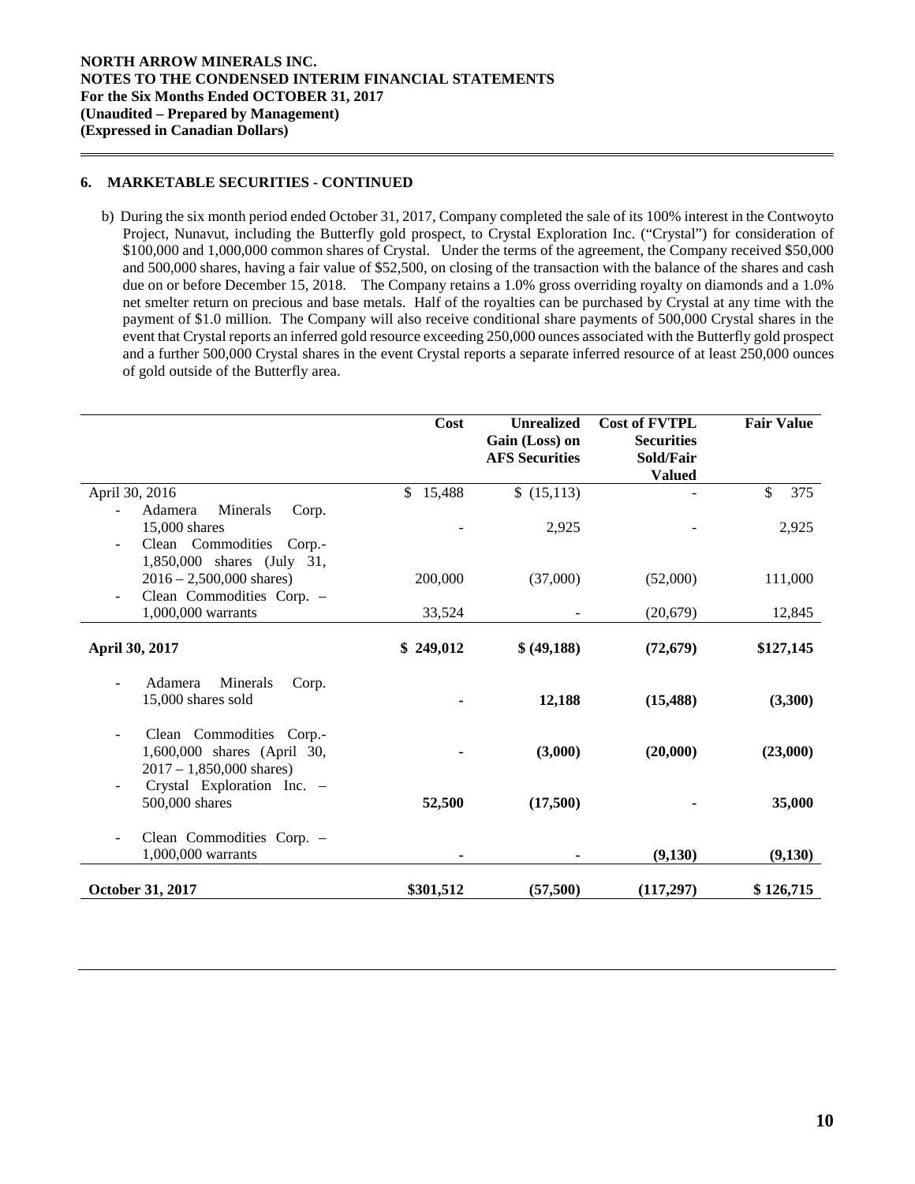## 6. MARKETABLE SECURITIES - CONTINUED

b) During the six month period ended October 31, 2017, Company completed the sale of its 100% interest in the Contwoyto Project, Nunavut, including the Butterfly gold prospect, to Crystal Exploration Inc. ("Crystal") for consideration of $100,000 and 1,000,000 common shares of Crystal. Under the terms of the agreement, the Company received $50,000 and 500,000 shares, having a fair value of $52,500, on closing of the transaction with the balance of the shares and cash due on or before December 15, 2018. The Company retains a 1.0% gross overriding royalty on diamonds and a 1.0% net smelter return on precious and base metals. Half of the royalties can be purchased by Crystal at any time with the payment of $1.0 million. The Company will also receive conditional share payments of 500,000 Crystal shares in the event that Crystal reports an inferred gold resource exceeding 250,000 ounces associated with the Butterfly gold prospect and a further 500,000 Crystal shares in the event Crystal reports a separate inferred resource of at least 250,000 ounces of gold outside of the Butterfly area.

| | Cost | Unrealized Gain (Loss) on AFS Securities | Cost of FVTPL Securities Sold/Fair Valued | Fair Value |
|---|---|---|---|---|
| April 30, 2016 | $ 15,488 | $ (15,113) | - | $ 375 |
| - Adamera Minerals Corp. 15,000 shares | - | 2,925 | - | 2,925 |
| - Clean Commodities Corp.- 1,850,000 shares (July 31, 2016 – 2,500,000 shares) | 200,000 | (37,000) | (52,000) | 111,000 |
| - Clean Commodities Corp. – 1,000,000 warrants | 33,524 | - | (20,679) | 12,845 |
| **April 30, 2017** | **$ 249,012** | **$ (49,188)** | **(72,679)** | **$127,145** |
| - Adamera Minerals Corp. 15,000 shares sold | **-** | **12,188** | **(15,488)** | **(3,300)** |
| - Clean Commodities Corp.- 1,600,000 shares (April 30, 2017 – 1,850,000 shares) | **-** | **(3,000)** | **(20,000)** | **(23,000)** |
| - Crystal Exploration Inc. – 500,000 shares | **52,500** | **(17,500)** | **-** | **35,000** |
| - Clean Commodities Corp. – 1,000,000 warrants | **-** | **-** | **(9,130)** | **(9,130)** |
| **October 31, 2017** | **$301,512** | **(57,500)** | **(117,297)** | **$ 126,715** |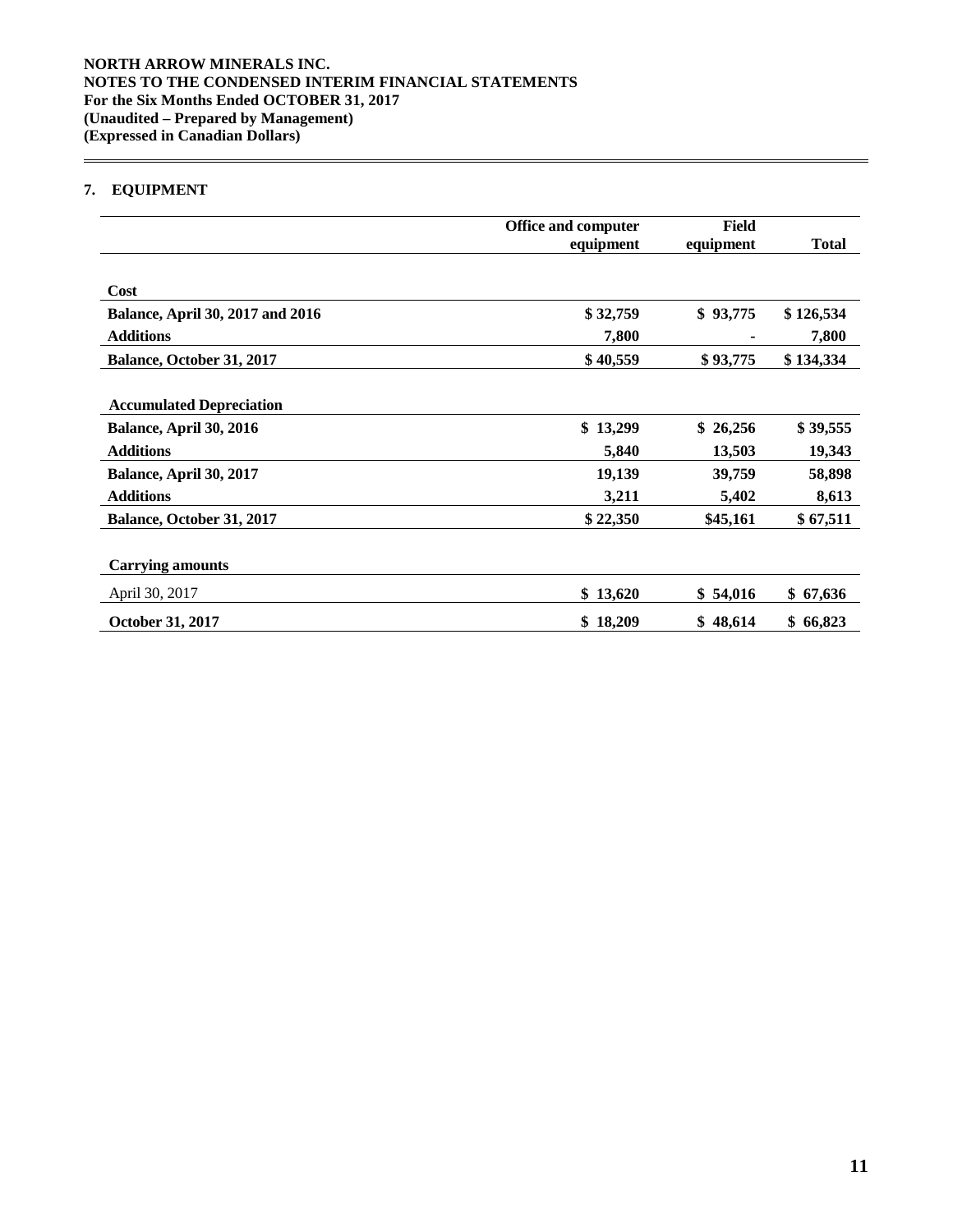## 7. EQUIPMENT

| | Office and computer equipment | Field equipment | Total |
|---|---|---|---|
| **Cost** | | | |
| **Balance, April 30, 2017 and 2016** | **$ 32,759** | **$ 93,775** | **$ 126,534** |
| **Additions** | **7,800** | **-** | **7,800** |
| **Balance, October 31, 2017** | **$ 40,559** | **$ 93,775** | **$ 134,334** |
| **Accumulated Depreciation** | | | |
| **Balance, April 30, 2016** | **$ 13,299** | **$ 26,256** | **$ 39,555** |
| **Additions** | **5,840** | **13,503** | **19,343** |
| **Balance, April 30, 2017** | **19,139** | **39,759** | **58,898** |
| **Additions** | **3,211** | **5,402** | **8,613** |
| **Balance, October 31, 2017** | **$ 22,350** | **$45,161** | **$ 67,511** |
| **Carrying amounts** | | | |
| April 30, 2017 | **$ 13,620** | **$ 54,016** | **$ 67,636** |
| **October 31, 2017** | **$ 18,209** | **$ 48,614** | **$ 66,823** |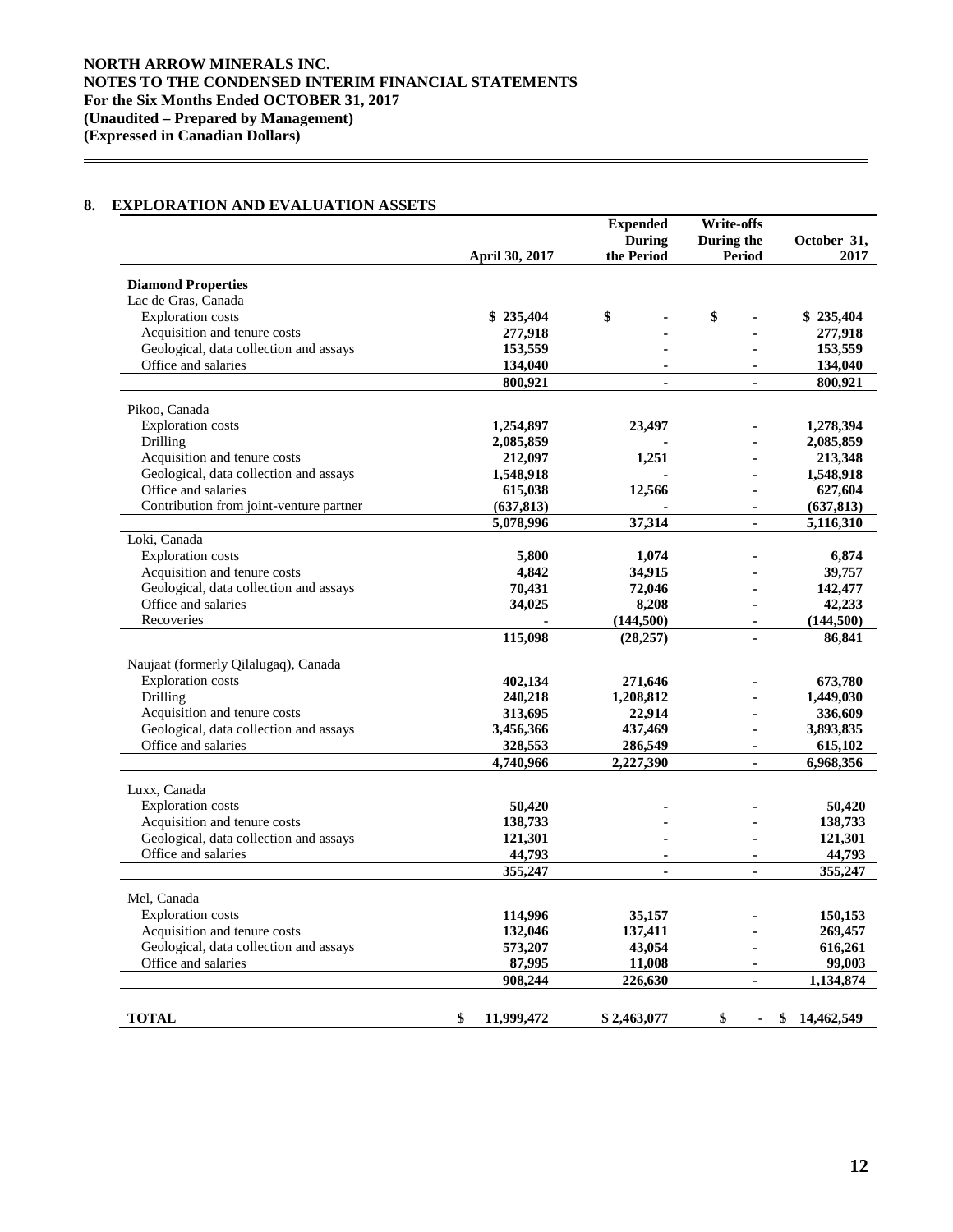# NORTH ARROW MINERALS INC.
## NOTES TO THE CONDENSED INTERIM FINANCIAL STATEMENTS
### For the Six Months Ended OCTOBER 31, 2017
### (Unaudited – Prepared by Management)
### (Expressed in Canadian Dollars)

## 8. EXPLORATION AND EVALUATION ASSETS

| | April 30, 2017 | Expended During the Period | Write-offs During the Period | October 31, 2017 |
|---|---|---|---|---|
| **Diamond Properties** | | | | |
| Lac de Gras, Canada | | | | |
| Exploration costs | $ 235,404 | $ - | $ - | $ 235,404 |
| Acquisition and tenure costs | 277,918 | - | - | 277,918 |
| Geological, data collection and assays | 153,559 | - | - | 153,559 |
| Office and salaries | 134,040 | - | - | 134,040 |
| | 800,921 | - | - | 800,921 |
| Pikoo, Canada | | | | |
| Exploration costs | 1,254,897 | 23,497 | - | 1,278,394 |
| Drilling | 2,085,859 | - | - | 2,085,859 |
| Acquisition and tenure costs | 212,097 | 1,251 | - | 213,348 |
| Geological, data collection and assays | 1,548,918 | - | - | 1,548,918 |
| Office and salaries | 615,038 | 12,566 | - | 627,604 |
| Contribution from joint-venture partner | (637,813) | - | - | (637,813) |
| | 5,078,996 | 37,314 | - | 5,116,310 |
| Loki, Canada | | | | |
| Exploration costs | 5,800 | 1,074 | - | 6,874 |
| Acquisition and tenure costs | 4,842 | 34,915 | - | 39,757 |
| Geological, data collection and assays | 70,431 | 72,046 | - | 142,477 |
| Office and salaries | 34,025 | 8,208 | - | 42,233 |
| Recoveries | - | (144,500) | - | (144,500) |
| | 115,098 | (28,257) | - | 86,841 |
| Naujaat (formerly Qilalugaq), Canada | | | | |
| Exploration costs | 402,134 | 271,646 | - | 673,780 |
| Drilling | 240,218 | 1,208,812 | - | 1,449,030 |
| Acquisition and tenure costs | 313,695 | 22,914 | - | 336,609 |
| Geological, data collection and assays | 3,456,366 | 437,469 | - | 3,893,835 |
| Office and salaries | 328,553 | 286,549 | - | 615,102 |
| | 4,740,966 | 2,227,390 | - | 6,968,356 |
| Luxx, Canada | | | | |
| Exploration costs | 50,420 | - | - | 50,420 |
| Acquisition and tenure costs | 138,733 | - | - | 138,733 |
| Geological, data collection and assays | 121,301 | - | - | 121,301 |
| Office and salaries | 44,793 | - | - | 44,793 |
| | 355,247 | - | - | 355,247 |
| Mel, Canada | | | | |
| Exploration costs | 114,996 | 35,157 | - | 150,153 |
| Acquisition and tenure costs | 132,046 | 137,411 | - | 269,457 |
| Geological, data collection and assays | 573,207 | 43,054 | - | 616,261 |
| Office and salaries | 87,995 | 11,008 | - | 99,003 |
| | 908,244 | 226,630 | - | 1,134,874 |
| **TOTAL** | $ 11,999,472 | $ 2,463,077 | $ - | $ 14,462,549 |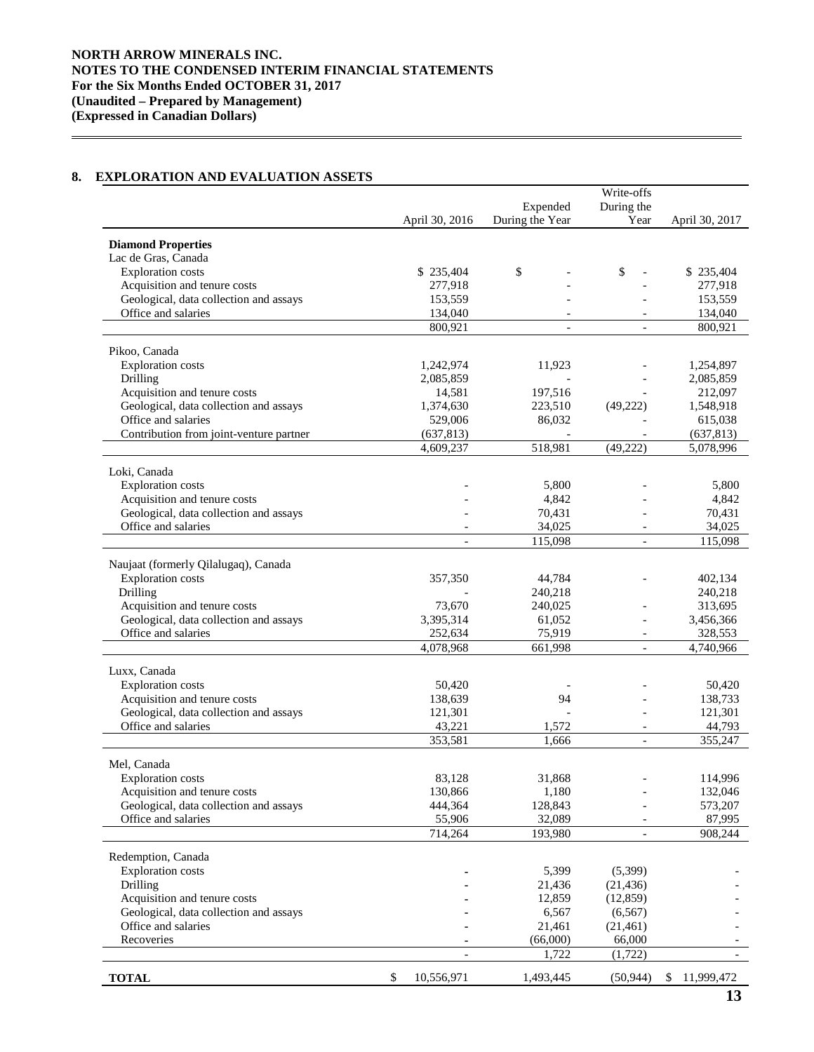# NORTH ARROW MINERALS INC.
## NOTES TO THE CONDENSED INTERIM FINANCIAL STATEMENTS
**For the Six Months Ended OCTOBER 31, 2017**
**(Unaudited – Prepared by Management)**
**(Expressed in Canadian Dollars)**

## 8. EXPLORATION AND EVALUATION ASSETS

| | April 30, 2016 | Expended During the Year | Write-offs During the Year | April 30, 2017 |
|---|---|---|---|---|
| **Diamond Properties** | | | | |
| Lac de Gras, Canada | | | | |
| Exploration costs | $ 235,404 | $ - | $ - | $ 235,404 |
| Acquisition and tenure costs | 277,918 | - | - | 277,918 |
| Geological, data collection and assays | 153,559 | - | - | 153,559 |
| Office and salaries | 134,040 | - | - | 134,040 |
| | 800,921 | - | - | 800,921 |
| Pikoo, Canada | | | | |
| Exploration costs | 1,242,974 | 11,923 | - | 1,254,897 |
| Drilling | 2,085,859 | - | - | 2,085,859 |
| Acquisition and tenure costs | 14,581 | 197,516 | - | 212,097 |
| Geological, data collection and assays | 1,374,630 | 223,510 | (49,222) | 1,548,918 |
| Office and salaries | 529,006 | 86,032 | - | 615,038 |
| Contribution from joint-venture partner | (637,813) | - | - | (637,813) |
| | 4,609,237 | 518,981 | (49,222) | 5,078,996 |
| Loki, Canada | | | | |
| Exploration costs | - | 5,800 | - | 5,800 |
| Acquisition and tenure costs | - | 4,842 | - | 4,842 |
| Geological, data collection and assays | - | 70,431 | - | 70,431 |
| Office and salaries | - | 34,025 | - | 34,025 |
| | - | 115,098 | - | 115,098 |
| Naujaat (formerly Qilalugaq), Canada | | | | |
| Exploration costs | 357,350 | 44,784 | - | 402,134 |
| Drilling | - | 240,218 | | 240,218 |
| Acquisition and tenure costs | 73,670 | 240,025 | - | 313,695 |
| Geological, data collection and assays | 3,395,314 | 61,052 | - | 3,456,366 |
| Office and salaries | 252,634 | 75,919 | - | 328,553 |
| | 4,078,968 | 661,998 | - | 4,740,966 |
| Luxx, Canada | | | | |
| Exploration costs | 50,420 | - | - | 50,420 |
| Acquisition and tenure costs | 138,639 | 94 | - | 138,733 |
| Geological, data collection and assays | 121,301 | - | - | 121,301 |
| Office and salaries | 43,221 | 1,572 | - | 44,793 |
| | 353,581 | 1,666 | - | 355,247 |
| Mel, Canada | | | | |
| Exploration costs | 83,128 | 31,868 | - | 114,996 |
| Acquisition and tenure costs | 130,866 | 1,180 | - | 132,046 |
| Geological, data collection and assays | 444,364 | 128,843 | - | 573,207 |
| Office and salaries | 55,906 | 32,089 | - | 87,995 |
| | 714,264 | 193,980 | - | 908,244 |
| Redemption, Canada | | | | |
| Exploration costs | - | 5,399 | (5,399) | - |
| Drilling | - | 21,436 | (21,436) | - |
| Acquisition and tenure costs | - | 12,859 | (12,859) | - |
| Geological, data collection and assays | - | 6,567 | (6,567) | - |
| Office and salaries | - | 21,461 | (21,461) | - |
| Recoveries | - | (66,000) | 66,000 | - |
| | - | 1,722 | (1,722) | - |
| **TOTAL** | $ 10,556,971 | 1,493,445 | (50,944) | $ 11,999,472 |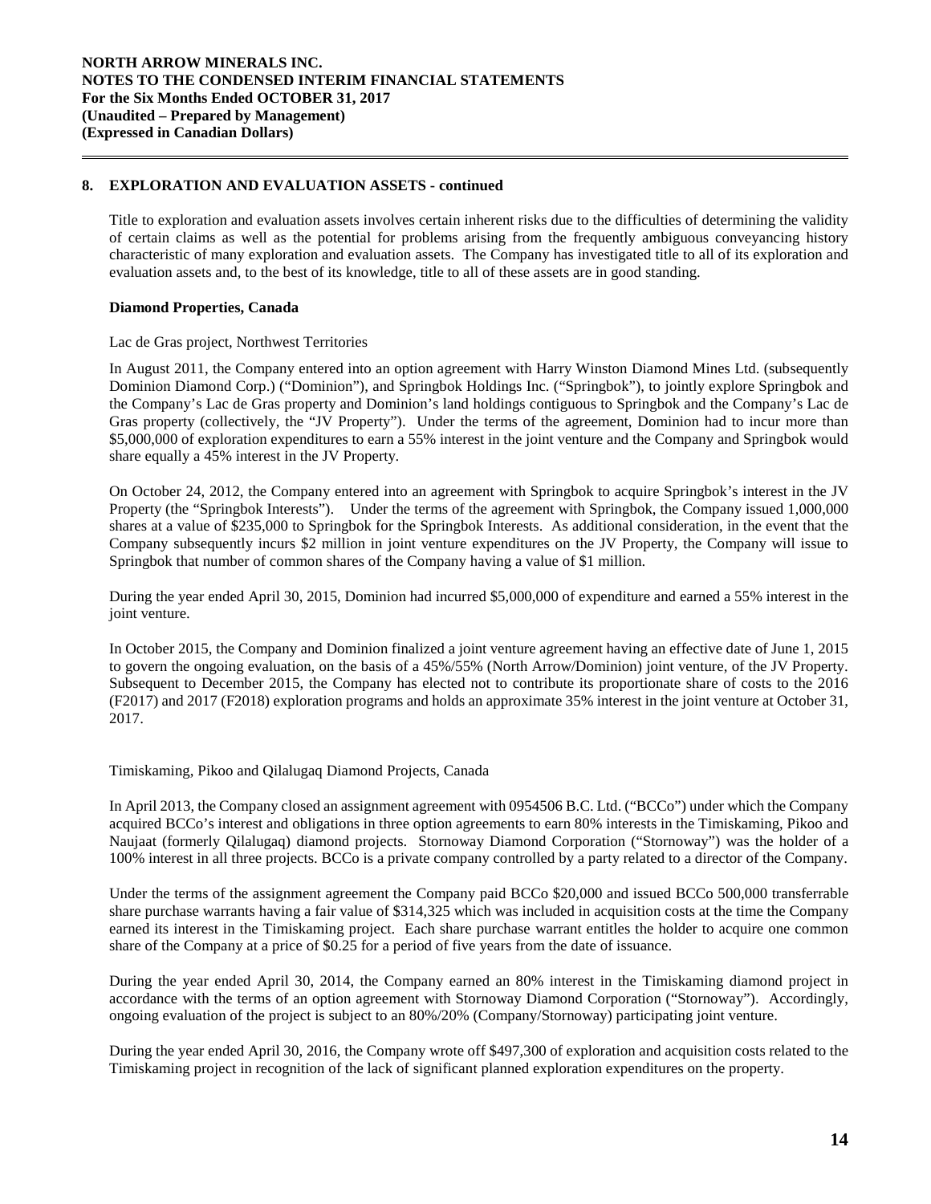## 8. EXPLORATION AND EVALUATION ASSETS - continued

Title to exploration and evaluation assets involves certain inherent risks due to the difficulties of determining the validity of certain claims as well as the potential for problems arising from the frequently ambiguous conveyancing history characteristic of many exploration and evaluation assets. The Company has investigated title to all of its exploration and evaluation assets and, to the best of its knowledge, title to all of these assets are in good standing.

### Diamond Properties, Canada

Lac de Gras project, Northwest Territories

In August 2011, the Company entered into an option agreement with Harry Winston Diamond Mines Ltd. (subsequently Dominion Diamond Corp.) ("Dominion"), and Springbok Holdings Inc. ("Springbok"), to jointly explore Springbok and the Company's Lac de Gras property and Dominion's land holdings contiguous to Springbok and the Company's Lac de Gras property (collectively, the "JV Property"). Under the terms of the agreement, Dominion had to incur more than \$5,000,000 of exploration expenditures to earn a 55% interest in the joint venture and the Company and Springbok would share equally a 45% interest in the JV Property.

On October 24, 2012, the Company entered into an agreement with Springbok to acquire Springbok's interest in the JV Property (the "Springbok Interests"). Under the terms of the agreement with Springbok, the Company issued 1,000,000 shares at a value of \$235,000 to Springbok for the Springbok Interests. As additional consideration, in the event that the Company subsequently incurs \$2 million in joint venture expenditures on the JV Property, the Company will issue to Springbok that number of common shares of the Company having a value of \$1 million.

During the year ended April 30, 2015, Dominion had incurred \$5,000,000 of expenditure and earned a 55% interest in the joint venture.

In October 2015, the Company and Dominion finalized a joint venture agreement having an effective date of June 1, 2015 to govern the ongoing evaluation, on the basis of a 45%/55% (North Arrow/Dominion) joint venture, of the JV Property. Subsequent to December 2015, the Company has elected not to contribute its proportionate share of costs to the 2016 (F2017) and 2017 (F2018) exploration programs and holds an approximate 35% interest in the joint venture at October 31, 2017.

Timiskaming, Pikoo and Qilalugaq Diamond Projects, Canada

In April 2013, the Company closed an assignment agreement with 0954506 B.C. Ltd. ("BCCo") under which the Company acquired BCCo's interest and obligations in three option agreements to earn 80% interests in the Timiskaming, Pikoo and Naujaat (formerly Qilalugaq) diamond projects. Stornoway Diamond Corporation ("Stornoway") was the holder of a 100% interest in all three projects. BCCo is a private company controlled by a party related to a director of the Company.

Under the terms of the assignment agreement the Company paid BCCo \$20,000 and issued BCCo 500,000 transferrable share purchase warrants having a fair value of \$314,325 which was included in acquisition costs at the time the Company earned its interest in the Timiskaming project. Each share purchase warrant entitles the holder to acquire one common share of the Company at a price of \$0.25 for a period of five years from the date of issuance.

During the year ended April 30, 2014, the Company earned an 80% interest in the Timiskaming diamond project in accordance with the terms of an option agreement with Stornoway Diamond Corporation ("Stornoway"). Accordingly, ongoing evaluation of the project is subject to an 80%/20% (Company/Stornoway) participating joint venture.

During the year ended April 30, 2016, the Company wrote off \$497,300 of exploration and acquisition costs related to the Timiskaming project in recognition of the lack of significant planned exploration expenditures on the property.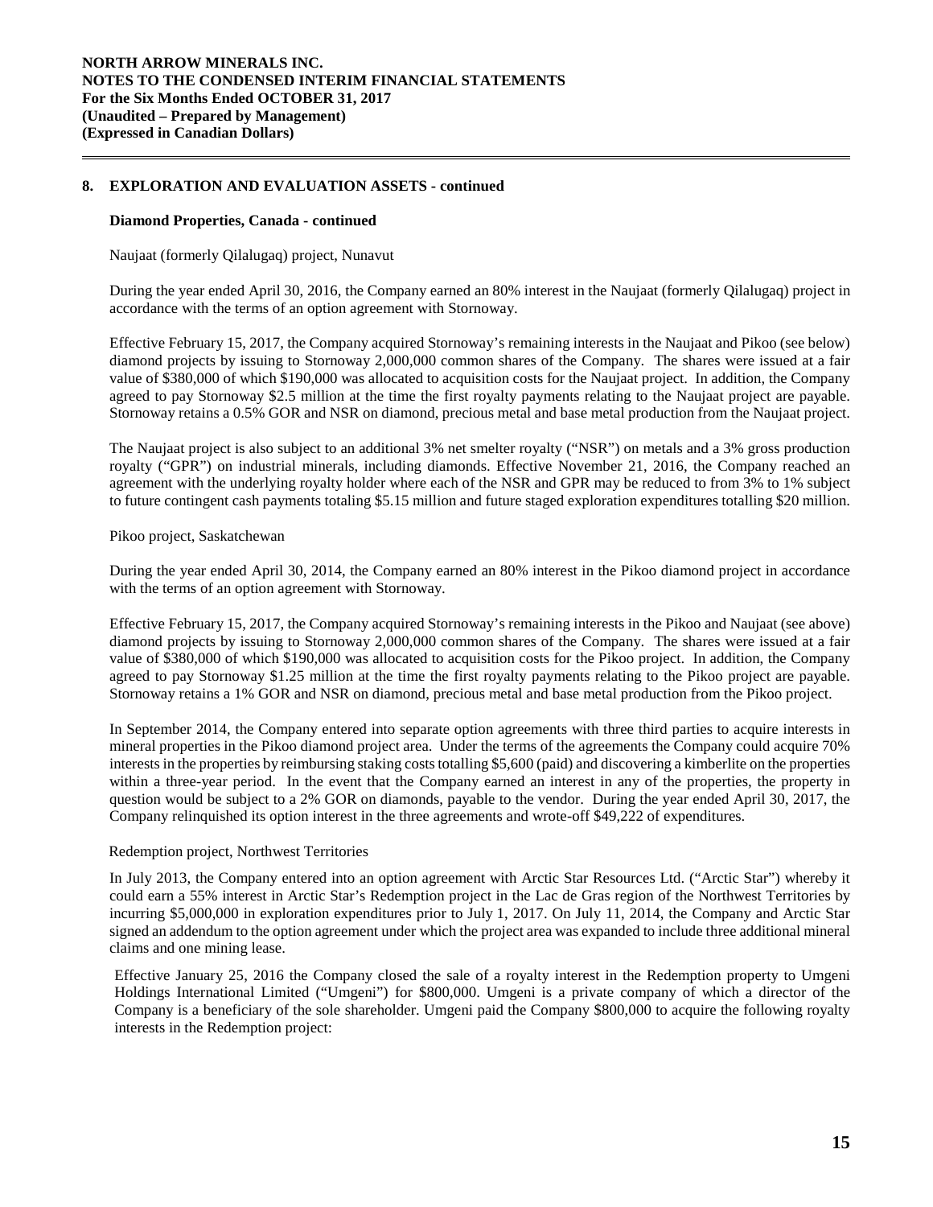## 8. EXPLORATION AND EVALUATION ASSETS - continued

### Diamond Properties, Canada - continued

Naujaat (formerly Qilalugaq) project, Nunavut

During the year ended April 30, 2016, the Company earned an 80% interest in the Naujaat (formerly Qilalugaq) project in accordance with the terms of an option agreement with Stornoway.

Effective February 15, 2017, the Company acquired Stornoway's remaining interests in the Naujaat and Pikoo (see below) diamond projects by issuing to Stornoway 2,000,000 common shares of the Company. The shares were issued at a fair value of $380,000 of which $190,000 was allocated to acquisition costs for the Naujaat project. In addition, the Company agreed to pay Stornoway $2.5 million at the time the first royalty payments relating to the Naujaat project are payable. Stornoway retains a 0.5% GOR and NSR on diamond, precious metal and base metal production from the Naujaat project.

The Naujaat project is also subject to an additional 3% net smelter royalty ("NSR") on metals and a 3% gross production royalty ("GPR") on industrial minerals, including diamonds. Effective November 21, 2016, the Company reached an agreement with the underlying royalty holder where each of the NSR and GPR may be reduced to from 3% to 1% subject to future contingent cash payments totaling $5.15 million and future staged exploration expenditures totalling $20 million.

Pikoo project, Saskatchewan

During the year ended April 30, 2014, the Company earned an 80% interest in the Pikoo diamond project in accordance with the terms of an option agreement with Stornoway.

Effective February 15, 2017, the Company acquired Stornoway's remaining interests in the Pikoo and Naujaat (see above) diamond projects by issuing to Stornoway 2,000,000 common shares of the Company. The shares were issued at a fair value of $380,000 of which $190,000 was allocated to acquisition costs for the Pikoo project. In addition, the Company agreed to pay Stornoway $1.25 million at the time the first royalty payments relating to the Pikoo project are payable. Stornoway retains a 1% GOR and NSR on diamond, precious metal and base metal production from the Pikoo project.

In September 2014, the Company entered into separate option agreements with three third parties to acquire interests in mineral properties in the Pikoo diamond project area. Under the terms of the agreements the Company could acquire 70% interests in the properties by reimbursing staking costs totalling $5,600 (paid) and discovering a kimberlite on the properties within a three-year period. In the event that the Company earned an interest in any of the properties, the property in question would be subject to a 2% GOR on diamonds, payable to the vendor. During the year ended April 30, 2017, the Company relinquished its option interest in the three agreements and wrote-off $49,222 of expenditures.

Redemption project, Northwest Territories

In July 2013, the Company entered into an option agreement with Arctic Star Resources Ltd. ("Arctic Star") whereby it could earn a 55% interest in Arctic Star's Redemption project in the Lac de Gras region of the Northwest Territories by incurring $5,000,000 in exploration expenditures prior to July 1, 2017. On July 11, 2014, the Company and Arctic Star signed an addendum to the option agreement under which the project area was expanded to include three additional mineral claims and one mining lease.

Effective January 25, 2016 the Company closed the sale of a royalty interest in the Redemption property to Umgeni Holdings International Limited ("Umgeni") for $800,000. Umgeni is a private company of which a director of the Company is a beneficiary of the sole shareholder. Umgeni paid the Company $800,000 to acquire the following royalty interests in the Redemption project: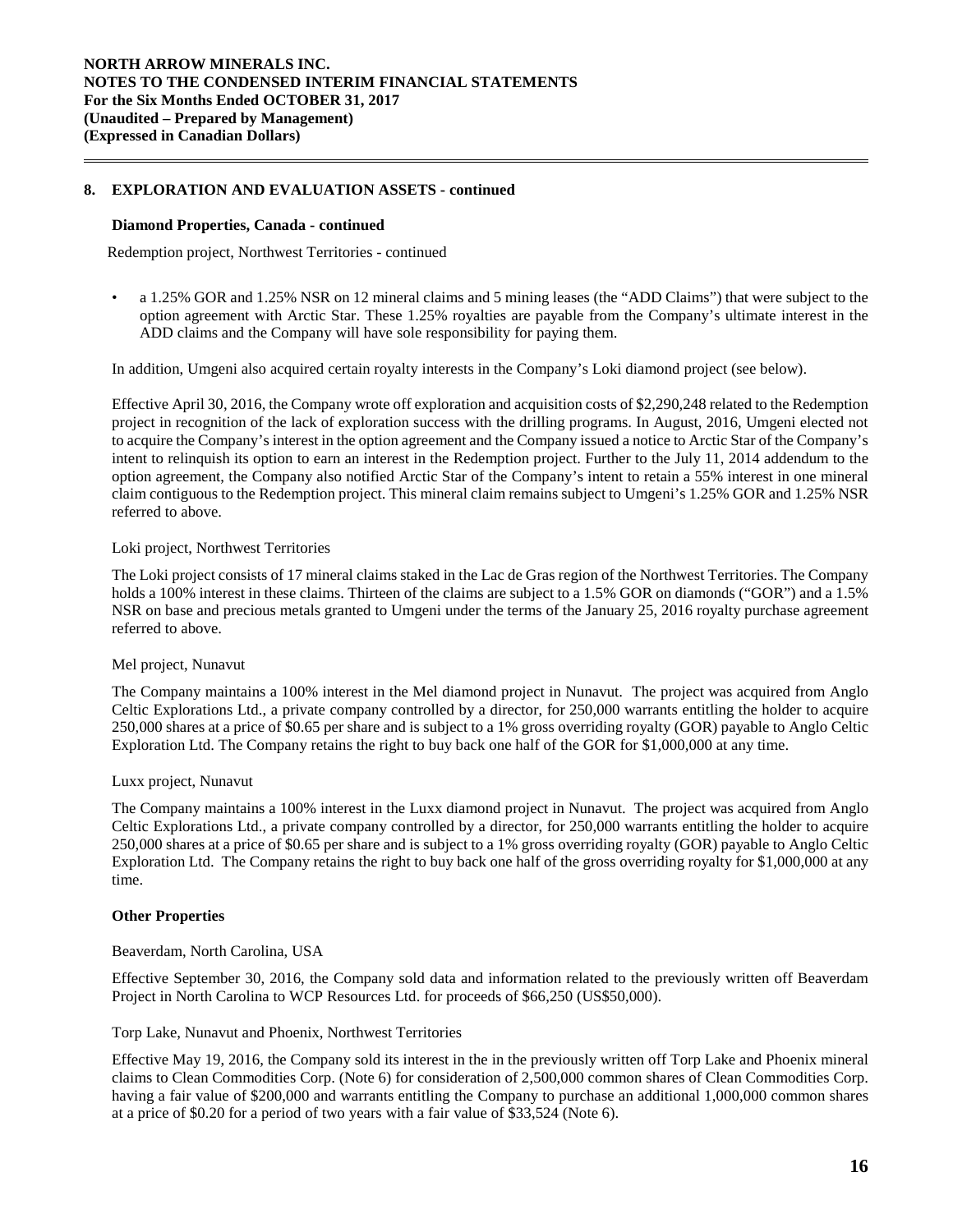## 8. EXPLORATION AND EVALUATION ASSETS - continued

### Diamond Properties, Canada - continued

Redemption project, Northwest Territories - continued

- a 1.25% GOR and 1.25% NSR on 12 mineral claims and 5 mining leases (the "ADD Claims") that were subject to the option agreement with Arctic Star. These 1.25% royalties are payable from the Company's ultimate interest in the ADD claims and the Company will have sole responsibility for paying them.

In addition, Umgeni also acquired certain royalty interests in the Company's Loki diamond project (see below).

Effective April 30, 2016, the Company wrote off exploration and acquisition costs of $2,290,248 related to the Redemption project in recognition of the lack of exploration success with the drilling programs. In August, 2016, Umgeni elected not to acquire the Company's interest in the option agreement and the Company issued a notice to Arctic Star of the Company's intent to relinquish its option to earn an interest in the Redemption project. Further to the July 11, 2014 addendum to the option agreement, the Company also notified Arctic Star of the Company's intent to retain a 55% interest in one mineral claim contiguous to the Redemption project. This mineral claim remains subject to Umgeni's 1.25% GOR and 1.25% NSR referred to above.

Loki project, Northwest Territories

The Loki project consists of 17 mineral claims staked in the Lac de Gras region of the Northwest Territories. The Company holds a 100% interest in these claims. Thirteen of the claims are subject to a 1.5% GOR on diamonds ("GOR") and a 1.5% NSR on base and precious metals granted to Umgeni under the terms of the January 25, 2016 royalty purchase agreement referred to above.

Mel project, Nunavut

The Company maintains a 100% interest in the Mel diamond project in Nunavut. The project was acquired from Anglo Celtic Explorations Ltd., a private company controlled by a director, for 250,000 warrants entitling the holder to acquire 250,000 shares at a price of $0.65 per share and is subject to a 1% gross overriding royalty (GOR) payable to Anglo Celtic Exploration Ltd. The Company retains the right to buy back one half of the GOR for $1,000,000 at any time.

Luxx project, Nunavut

The Company maintains a 100% interest in the Luxx diamond project in Nunavut. The project was acquired from Anglo Celtic Explorations Ltd., a private company controlled by a director, for 250,000 warrants entitling the holder to acquire 250,000 shares at a price of $0.65 per share and is subject to a 1% gross overriding royalty (GOR) payable to Anglo Celtic Exploration Ltd. The Company retains the right to buy back one half of the gross overriding royalty for $1,000,000 at any time.

### Other Properties

Beaverdam, North Carolina, USA

Effective September 30, 2016, the Company sold data and information related to the previously written off Beaverdam Project in North Carolina to WCP Resources Ltd. for proceeds of $66,250 (US$50,000).

Torp Lake, Nunavut and Phoenix, Northwest Territories

Effective May 19, 2016, the Company sold its interest in the in the previously written off Torp Lake and Phoenix mineral claims to Clean Commodities Corp. (Note 6) for consideration of 2,500,000 common shares of Clean Commodities Corp. having a fair value of $200,000 and warrants entitling the Company to purchase an additional 1,000,000 common shares at a price of $0.20 for a period of two years with a fair value of $33,524 (Note 6).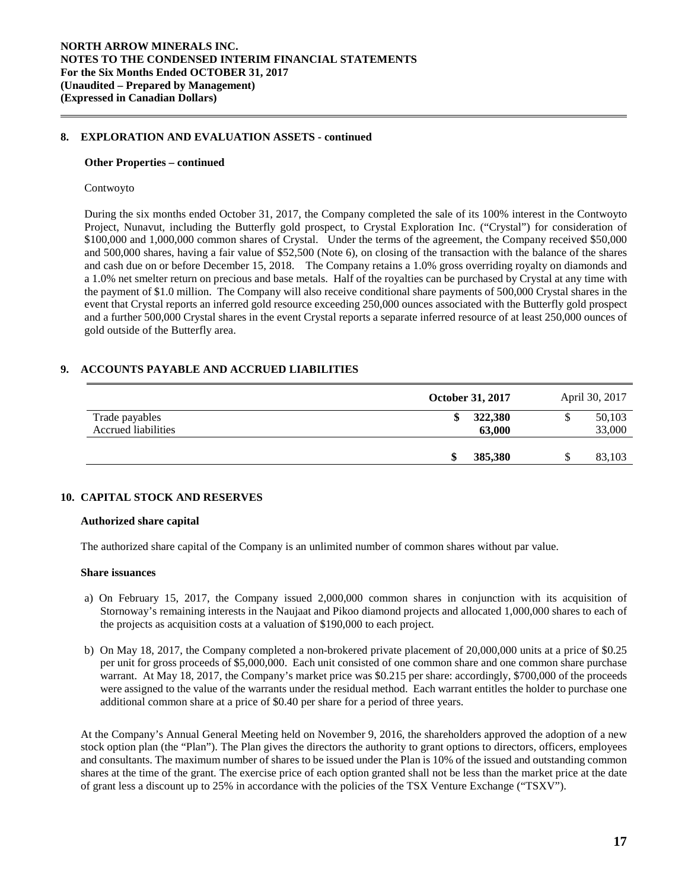## 8. EXPLORATION AND EVALUATION ASSETS - continued

### Other Properties – continued

Contwoyto

During the six months ended October 31, 2017, the Company completed the sale of its 100% interest in the Contwoyto Project, Nunavut, including the Butterfly gold prospect, to Crystal Exploration Inc. ("Crystal") for consideration of \$100,000 and 1,000,000 common shares of Crystal. Under the terms of the agreement, the Company received \$50,000 and 500,000 shares, having a fair value of \$52,500 (Note 6), on closing of the transaction with the balance of the shares and cash due on or before December 15, 2018. The Company retains a 1.0% gross overriding royalty on diamonds and a 1.0% net smelter return on precious and base metals. Half of the royalties can be purchased by Crystal at any time with the payment of \$1.0 million. The Company will also receive conditional share payments of 500,000 Crystal shares in the event that Crystal reports an inferred gold resource exceeding 250,000 ounces associated with the Butterfly gold prospect and a further 500,000 Crystal shares in the event Crystal reports a separate inferred resource of at least 250,000 ounces of gold outside of the Butterfly area.

## 9. ACCOUNTS PAYABLE AND ACCRUED LIABILITIES

| | October 31, 2017 | April 30, 2017 |
|---|---|---|
| Trade payables | $ 322,380 | $ 50,103 |
| Accrued liabilities | 63,000 | 33,000 |
| | $ 385,380 | $ 83,103 |

## 10. CAPITAL STOCK AND RESERVES

### Authorized share capital

The authorized share capital of the Company is an unlimited number of common shares without par value.

### Share issuances

a) On February 15, 2017, the Company issued 2,000,000 common shares in conjunction with its acquisition of Stornoway's remaining interests in the Naujaat and Pikoo diamond projects and allocated 1,000,000 shares to each of the projects as acquisition costs at a valuation of \$190,000 to each project.

b) On May 18, 2017, the Company completed a non-brokered private placement of 20,000,000 units at a price of \$0.25 per unit for gross proceeds of \$5,000,000. Each unit consisted of one common share and one common share purchase warrant. At May 18, 2017, the Company's market price was \$0.215 per share: accordingly, \$700,000 of the proceeds were assigned to the value of the warrants under the residual method. Each warrant entitles the holder to purchase one additional common share at a price of \$0.40 per share for a period of three years.

At the Company's Annual General Meeting held on November 9, 2016, the shareholders approved the adoption of a new stock option plan (the "Plan"). The Plan gives the directors the authority to grant options to directors, officers, employees and consultants. The maximum number of shares to be issued under the Plan is 10% of the issued and outstanding common shares at the time of the grant. The exercise price of each option granted shall not be less than the market price at the date of grant less a discount up to 25% in accordance with the policies of the TSX Venture Exchange ("TSXV").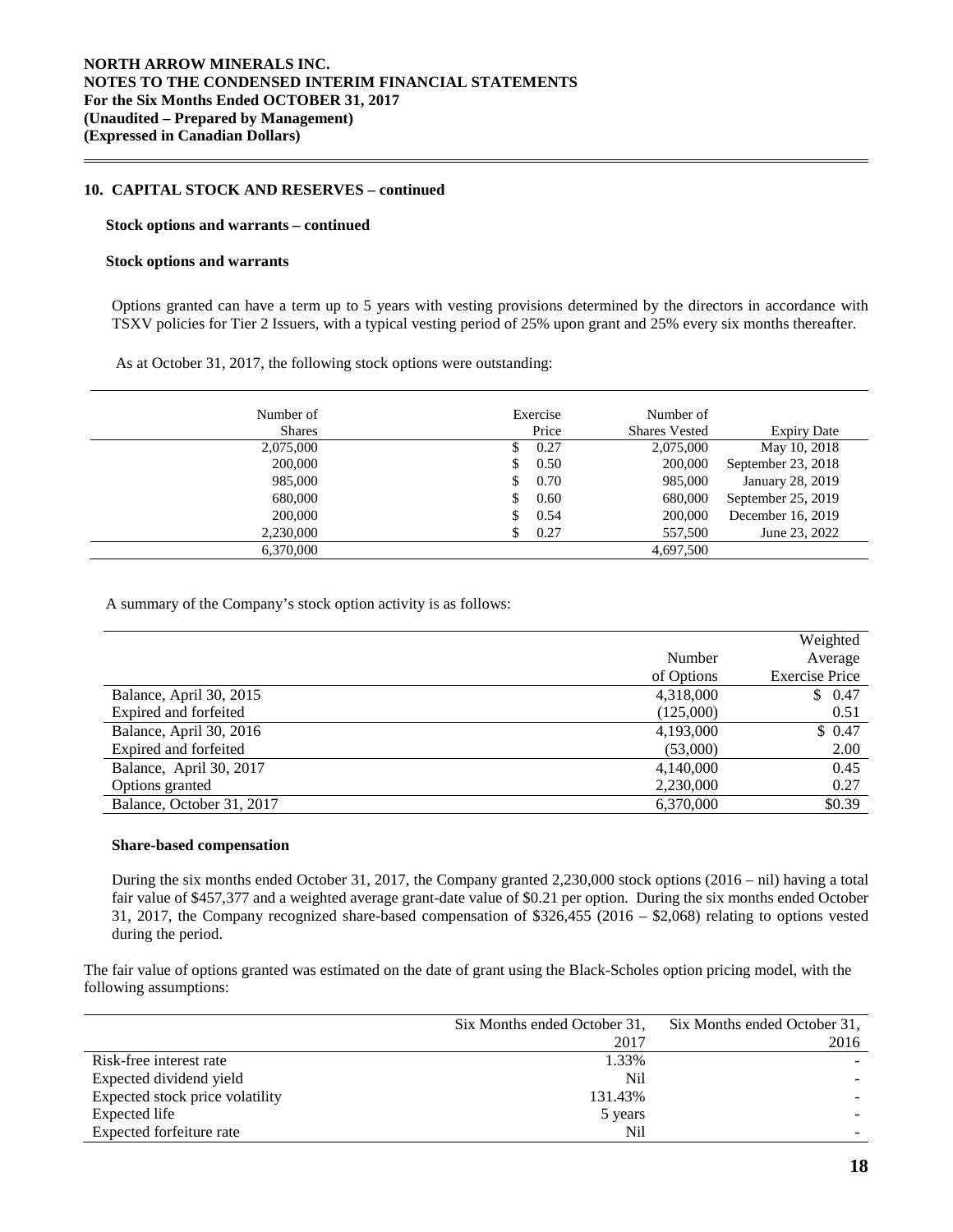## 10. CAPITAL STOCK AND RESERVES – continued

**Stock options and warrants – continued**

**Stock options and warrants**

Options granted can have a term up to 5 years with vesting provisions determined by the directors in accordance with TSXV policies for Tier 2 Issuers, with a typical vesting period of 25% upon grant and 25% every six months thereafter.

As at October 31, 2017, the following stock options were outstanding:

| Number of Shares | Exercise Price | Number of Shares Vested | Expiry Date |
|---|---|---|---|
| 2,075,000 | $ 0.27 | 2,075,000 | May 10, 2018 |
| 200,000 | $ 0.50 | 200,000 | September 23, 2018 |
| 985,000 | $ 0.70 | 985,000 | January 28, 2019 |
| 680,000 | $ 0.60 | 680,000 | September 25, 2019 |
| 200,000 | $ 0.54 | 200,000 | December 16, 2019 |
| 2,230,000 | $ 0.27 | 557,500 | June 23, 2022 |
| 6,370,000 | | 4,697,500 | |

A summary of the Company's stock option activity is as follows:

| | Number of Options | Weighted Average Exercise Price |
|---|---|---|
| Balance, April 30, 2015 | 4,318,000 | $ 0.47 |
| Expired and forfeited | (125,000) | 0.51 |
| Balance, April 30, 2016 | 4,193,000 | $ 0.47 |
| Expired and forfeited | (53,000) | 2.00 |
| Balance, April 30, 2017 | 4,140,000 | 0.45 |
| Options granted | 2,230,000 | 0.27 |
| Balance, October 31, 2017 | 6,370,000 | $0.39 |

**Share-based compensation**

During the six months ended October 31, 2017, the Company granted 2,230,000 stock options (2016 – nil) having a total fair value of $457,377 and a weighted average grant-date value of $0.21 per option. During the six months ended October 31, 2017, the Company recognized share-based compensation of $326,455 (2016 – $2,068) relating to options vested during the period.

The fair value of options granted was estimated on the date of grant using the Black-Scholes option pricing model, with the following assumptions:

| | Six Months ended October 31, 2017 | Six Months ended October 31, 2016 |
|---|---|---|
| Risk-free interest rate | 1.33% | - |
| Expected dividend yield | Nil | - |
| Expected stock price volatility | 131.43% | - |
| Expected life | 5 years | - |
| Expected forfeiture rate | Nil | - |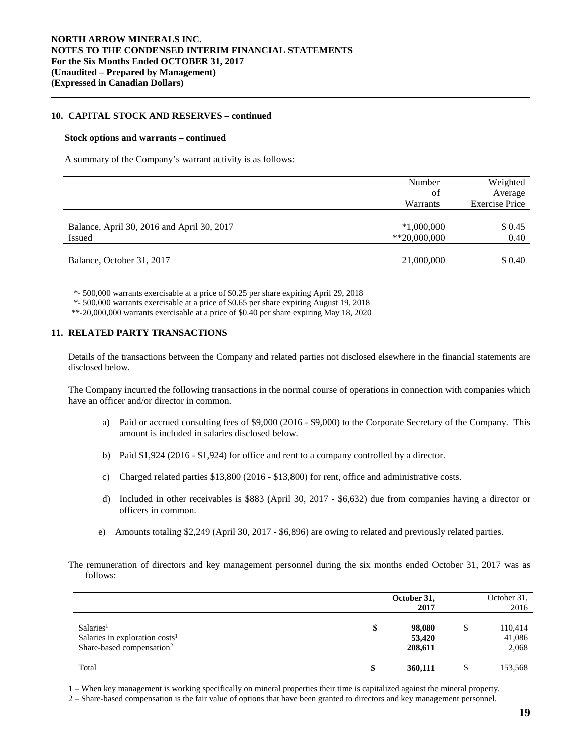**NORTH ARROW MINERALS INC.**
**NOTES TO THE CONDENSED INTERIM FINANCIAL STATEMENTS**
**For the Six Months Ended OCTOBER 31, 2017**
**(Unaudited – Prepared by Management)**
**(Expressed in Canadian Dollars)**

## 10. CAPITAL STOCK AND RESERVES – continued

### Stock options and warrants – continued

A summary of the Company's warrant activity is as follows:

| | Number of Warrants | Weighted Average Exercise Price |
|---|---|---|
| Balance, April 30, 2016 and April 30, 2017 | *1,000,000 | $ 0.45 |
| Issued | **20,000,000 | 0.40 |
| Balance, October 31, 2017 | 21,000,000 | $ 0.40 |

*- 500,000 warrants exercisable at a price of $0.25 per share expiring April 29, 2018
*- 500,000 warrants exercisable at a price of $0.65 per share expiring August 19, 2018
**-20,000,000 warrants exercisable at a price of $0.40 per share expiring May 18, 2020

## 11. RELATED PARTY TRANSACTIONS

Details of the transactions between the Company and related parties not disclosed elsewhere in the financial statements are disclosed below.

The Company incurred the following transactions in the normal course of operations in connection with companies which have an officer and/or director in common.

a) Paid or accrued consulting fees of $9,000 (2016 - $9,000) to the Corporate Secretary of the Company. This amount is included in salaries disclosed below.

b) Paid $1,924 (2016 - $1,924) for office and rent to a company controlled by a director.

c) Charged related parties $13,800 (2016 - $13,800) for rent, office and administrative costs.

d) Included in other receivables is $883 (April 30, 2017 - $6,632) due from companies having a director or officers in common.

e) Amounts totaling $2,249 (April 30, 2017 - $6,896) are owing to related and previously related parties.

The remuneration of directors and key management personnel during the six months ended October 31, 2017 was as follows:

| | **October 31, 2017** | October 31, 2016 |
|---|---|---|
| Salaries[1] | **$ 98,080** | $ 110,414 |
| Salaries in exploration costs[1] | **53,420** | 41,086 |
| Share-based compensation[2] | **208,611** | 2,068 |
| Total | **$ 360,111** | $ 153,568 |

1 – When key management is working specifically on mineral properties their time is capitalized against the mineral property.
2 – Share-based compensation is the fair value of options that have been granted to directors and key management personnel.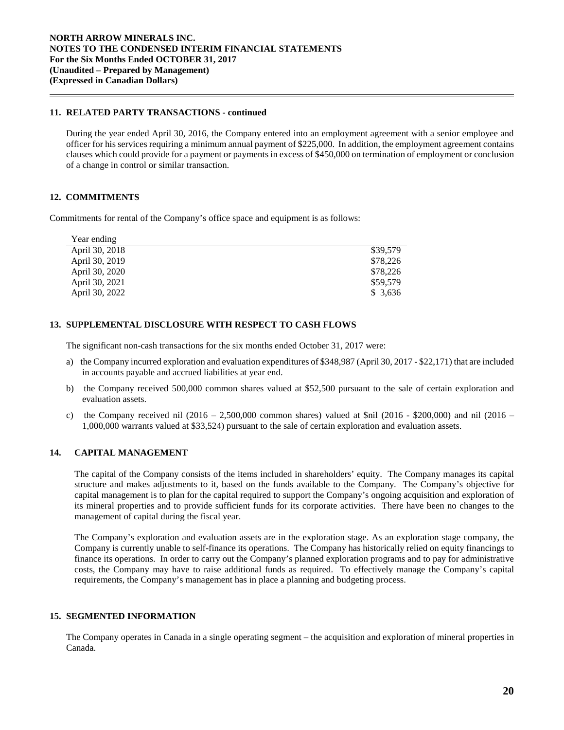## 11. RELATED PARTY TRANSACTIONS - continued

During the year ended April 30, 2016, the Company entered into an employment agreement with a senior employee and officer for his services requiring a minimum annual payment of $225,000. In addition, the employment agreement contains clauses which could provide for a payment or payments in excess of $450,000 on termination of employment or conclusion of a change in control or similar transaction.

## 12. COMMITMENTS

Commitments for rental of the Company's office space and equipment is as follows:

| Year ending | |
|---|---|
| April 30, 2018 | $39,579 |
| April 30, 2019 | $78,226 |
| April 30, 2020 | $78,226 |
| April 30, 2021 | $59,579 |
| April 30, 2022 | $ 3,636 |

## 13. SUPPLEMENTAL DISCLOSURE WITH RESPECT TO CASH FLOWS

The significant non-cash transactions for the six months ended October 31, 2017 were:

a) the Company incurred exploration and evaluation expenditures of $348,987 (April 30, 2017 - $22,171) that are included in accounts payable and accrued liabilities at year end.

b) the Company received 500,000 common shares valued at $52,500 pursuant to the sale of certain exploration and evaluation assets.

c) the Company received nil (2016 – 2,500,000 common shares) valued at $nil (2016 - $200,000) and nil (2016 – 1,000,000 warrants valued at $33,524) pursuant to the sale of certain exploration and evaluation assets.

## 14. CAPITAL MANAGEMENT

The capital of the Company consists of the items included in shareholders' equity. The Company manages its capital structure and makes adjustments to it, based on the funds available to the Company. The Company's objective for capital management is to plan for the capital required to support the Company's ongoing acquisition and exploration of its mineral properties and to provide sufficient funds for its corporate activities. There have been no changes to the management of capital during the fiscal year.

The Company's exploration and evaluation assets are in the exploration stage. As an exploration stage company, the Company is currently unable to self-finance its operations. The Company has historically relied on equity financings to finance its operations. In order to carry out the Company's planned exploration programs and to pay for administrative costs, the Company may have to raise additional funds as required. To effectively manage the Company's capital requirements, the Company's management has in place a planning and budgeting process.

## 15. SEGMENTED INFORMATION

The Company operates in Canada in a single operating segment – the acquisition and exploration of mineral properties in Canada.